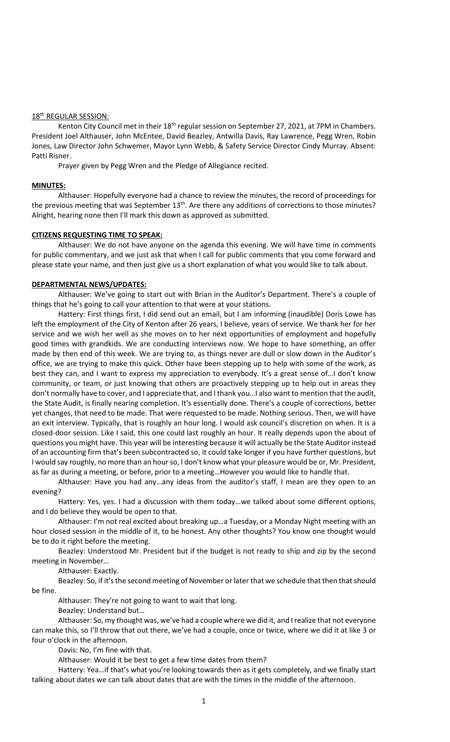18th REGULAR SESSION:

Kenton City Council met in their 18th regular session on September 27, 2021, at 7PM in Chambers. President Joel Althauser, John McEntee, David Beazley, Antwilla Davis, Ray Lawrence, Pegg Wren, Robin Jones, Law Director John Schwemer, Mayor Lynn Webb, & Safety Service Director Cindy Murray. Absent: Patti Risner.

Prayer given by Pegg Wren and the Pledge of Allegiance recited.

**MINUTES:**

Althauser: Hopefully everyone had a chance to review the minutes, the record of proceedings for the previous meeting that was September 13th. Are there any additions of corrections to those minutes? Alright, hearing none then I'll mark this down as approved as submitted.

**CITIZENS REQUESTING TIME TO SPEAK:**

Althauser: We do not have anyone on the agenda this evening. We will have time in comments for public commentary, and we just ask that when I call for public comments that you come forward and please state your name, and then just give us a short explanation of what you would like to talk about.

**DEPARTMENTAL NEWS/UPDATES:**

Althauser: We've going to start out with Brian in the Auditor's Department. There's a couple of things that he's going to call your attention to that were at your stations.

Hattery: First things first, I did send out an email, but I am informing (inaudible) Doris Lowe has left the employment of the City of Kenton after 26 years, I believe, years of service. We thank her for her service and we wish her well as she moves on to her next opportunities of employment and hopefully good times with grandkids. We are conducting interviews now. We hope to have something, an offer made by then end of this week. We are trying to, as things never are dull or slow down in the Auditor's office, we are trying to make this quick. Other have been stepping up to help with some of the work, as best they can, and I want to express my appreciation to everybody. It's a great sense of…I don't know community, or team, or just knowing that others are proactively stepping up to help out in areas they don't normally have to cover, and I appreciate that, and I thank you…I also want to mention that the audit, the State Audit, is finally nearing completion. It's essentially done. There's a couple of corrections, better yet changes, that need to be made. That were requested to be made. Nothing serious. Then, we will have an exit interview. Typically, that is roughly an hour long. I would ask council's discretion on when. It is a closed-door session. Like I said, this one could last roughly an hour. It really depends upon the about of questions you might have. This year will be interesting because it will actually be the State Auditor instead of an accounting firm that's been subcontracted so, it could take longer if you have further questions, but I would say roughly, no more than an hour so, I don't know what your pleasure would be or, Mr. President, as far as during a meeting, or before, prior to a meeting…However you would like to handle that.

Althauser: Have you had any…any ideas from the auditor's staff, I mean are they open to an evening?

Hattery: Yes, yes. I had a discussion with them today…we talked about some different options, and I do believe they would be open to that.

Althauser: I'm not real excited about breaking up…a Tuesday, or a Monday Night meeting with an hour closed session in the middle of it, to be honest. Any other thoughts? You know one thought would be to do it right before the meeting.

Beazley: Understood Mr. President but if the budget is not ready to ship and zip by the second meeting in November…

Althauser: Exactly.

Beazley: So, if it's the second meeting of November or later that we schedule that then that should be fine.

Althauser: They're not going to want to wait that long.

Beazley: Understand but…

Althauser: So, my thought was, we've had a couple where we did it, and I realize that not everyone can make this, so I'll throw that out there, we've had a couple, once or twice, where we did it at like 3 or four o'clock in the afternoon.

Davis: No, I'm fine with that.

Althauser: Would it be best to get a few time dates from them?

Hattery: Yea…if that's what you're looking towards then as it gets completely, and we finally start talking about dates we can talk about dates that are with the times in the middle of the afternoon.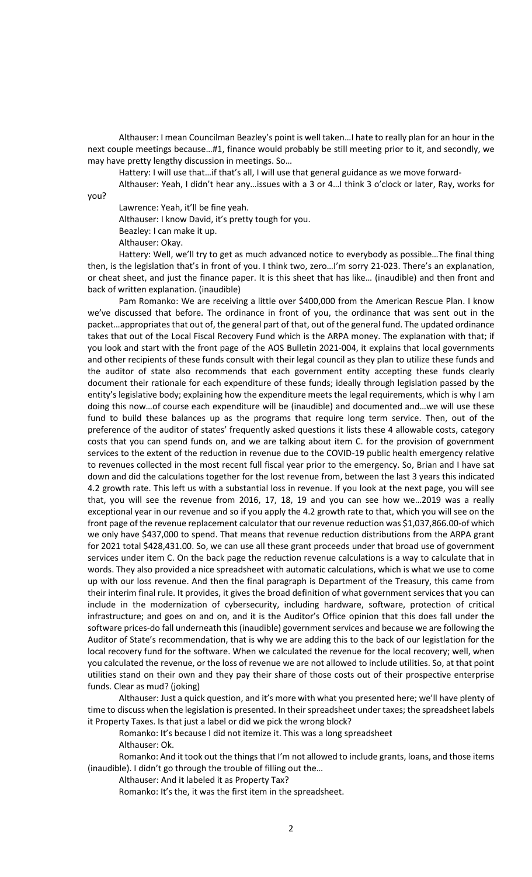Althauser: I mean Councilman Beazley's point is well taken…I hate to really plan for an hour in the next couple meetings because…#1, finance would probably be still meeting prior to it, and secondly, we may have pretty lengthy discussion in meetings. So…

Hattery: I will use that…if that's all, I will use that general guidance as we move forward-

Althauser: Yeah, I didn't hear any…issues with a 3 or 4…I think 3 o'clock or later, Ray, works for you?

Lawrence: Yeah, it'll be fine yeah.

Althauser: I know David, it's pretty tough for you.

Beazley: I can make it up.

Althauser: Okay.

Hattery: Well, we'll try to get as much advanced notice to everybody as possible…The final thing then, is the legislation that's in front of you. I think two, zero…I'm sorry 21-023. There's an explanation, or cheat sheet, and just the finance paper. It is this sheet that has like… (inaudible) and then front and back of written explanation. (inaudible)

Pam Romanko: We are receiving a little over $400,000 from the American Rescue Plan. I know we've discussed that before. The ordinance in front of you, the ordinance that was sent out in the packet…appropriates that out of, the general part of that, out of the general fund. The updated ordinance takes that out of the Local Fiscal Recovery Fund which is the ARPA money. The explanation with that; if you look and start with the front page of the AOS Bulletin 2021-004, it explains that local governments and other recipients of these funds consult with their legal council as they plan to utilize these funds and the auditor of state also recommends that each government entity accepting these funds clearly document their rationale for each expenditure of these funds; ideally through legislation passed by the entity's legislative body; explaining how the expenditure meets the legal requirements, which is why I am doing this now…of course each expenditure will be (inaudible) and documented and…we will use these fund to build these balances up as the programs that require long term service. Then, out of the preference of the auditor of states' frequently asked questions it lists these 4 allowable costs, category costs that you can spend funds on, and we are talking about item C. for the provision of government services to the extent of the reduction in revenue due to the COVID-19 public health emergency relative to revenues collected in the most recent full fiscal year prior to the emergency. So, Brian and I have sat down and did the calculations together for the lost revenue from, between the last 3 years this indicated 4.2 growth rate. This left us with a substantial loss in revenue. If you look at the next page, you will see that, you will see the revenue from 2016, 17, 18, 19 and you can see how we…2019 was a really exceptional year in our revenue and so if you apply the 4.2 growth rate to that, which you will see on the front page of the revenue replacement calculator that our revenue reduction was $1,037,866.00-of which we only have $437,000 to spend. That means that revenue reduction distributions from the ARPA grant for 2021 total $428,431.00. So, we can use all these grant proceeds under that broad use of government services under item C. On the back page the reduction revenue calculations is a way to calculate that in words. They also provided a nice spreadsheet with automatic calculations, which is what we use to come up with our loss revenue. And then the final paragraph is Department of the Treasury, this came from their interim final rule. It provides, it gives the broad definition of what government services that you can include in the modernization of cybersecurity, including hardware, software, protection of critical infrastructure; and goes on and on, and it is the Auditor's Office opinion that this does fall under the software prices-do fall underneath this (inaudible) government services and because we are following the Auditor of State's recommendation, that is why we are adding this to the back of our legistlation for the local recovery fund for the software. When we calculated the revenue for the local recovery; well, when you calculated the revenue, or the loss of revenue we are not allowed to include utilities. So, at that point utilities stand on their own and they pay their share of those costs out of their prospective enterprise funds. Clear as mud? (joking)

Althauser: Just a quick question, and it's more with what you presented here; we'll have plenty of time to discuss when the legislation is presented. In their spreadsheet under taxes; the spreadsheet labels it Property Taxes. Is that just a label or did we pick the wrong block?

Romanko: It's because I did not itemize it. This was a long spreadsheet

Althauser: Ok.

Romanko: And it took out the things that I'm not allowed to include grants, loans, and those items (inaudible). I didn't go through the trouble of filling out the…

Althauser: And it labeled it as Property Tax?

Romanko: It's the, it was the first item in the spreadsheet.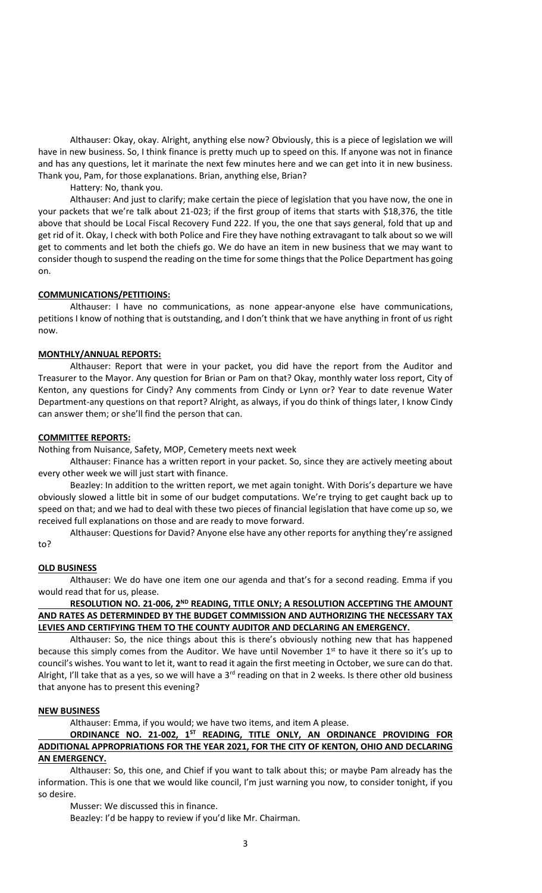Althauser: Okay, okay. Alright, anything else now? Obviously, this is a piece of legislation we will have in new business. So, I think finance is pretty much up to speed on this. If anyone was not in finance and has any questions, let it marinate the next few minutes here and we can get into it in new business. Thank you, Pam, for those explanations. Brian, anything else, Brian?

Hattery: No, thank you.

Althauser: And just to clarify; make certain the piece of legislation that you have now, the one in your packets that we're talk about 21-023; if the first group of items that starts with $18,376, the title above that should be Local Fiscal Recovery Fund 222. If you, the one that says general, fold that up and get rid of it. Okay, I check with both Police and Fire they have nothing extravagant to talk about so we will get to comments and let both the chiefs go. We do have an item in new business that we may want to consider though to suspend the reading on the time for some things that the Police Department has going on.

**COMMUNICATIONS/PETITIOINS:**

Althauser: I have no communications, as none appear-anyone else have communications, petitions I know of nothing that is outstanding, and I don't think that we have anything in front of us right now.

**MONTHLY/ANNUAL REPORTS:**

Althauser: Report that were in your packet, you did have the report from the Auditor and Treasurer to the Mayor. Any question for Brian or Pam on that? Okay, monthly water loss report, City of Kenton, any questions for Cindy? Any comments from Cindy or Lynn or? Year to date revenue Water Department-any questions on that report? Alright, as always, if you do think of things later, I know Cindy can answer them; or she'll find the person that can.

**COMMITTEE REPORTS:**

Nothing from Nuisance, Safety, MOP, Cemetery meets next week

Althauser: Finance has a written report in your packet. So, since they are actively meeting about every other week we will just start with finance.

Beazley: In addition to the written report, we met again tonight. With Doris's departure we have obviously slowed a little bit in some of our budget computations. We're trying to get caught back up to speed on that; and we had to deal with these two pieces of financial legislation that have come up so, we received full explanations on those and are ready to move forward.

Althauser: Questions for David? Anyone else have any other reports for anything they're assigned to?

**OLD BUSINESS**

Althauser: We do have one item one our agenda and that's for a second reading. Emma if you would read that for us, please.

**RESOLUTION NO. 21-006, 2ND READING, TITLE ONLY; A RESOLUTION ACCEPTING THE AMOUNT AND RATES AS DETERMINDED BY THE BUDGET COMMISSION AND AUTHORIZING THE NECESSARY TAX LEVIES AND CERTIFYING THEM TO THE COUNTY AUDITOR AND DECLARING AN EMERGENCY.**

Althauser: So, the nice things about this is there's obviously nothing new that has happened because this simply comes from the Auditor. We have until November 1st to have it there so it's up to council's wishes. You want to let it, want to read it again the first meeting in October, we sure can do that. Alright, I'll take that as a yes, so we will have a 3rd reading on that in 2 weeks. Is there other old business that anyone has to present this evening?

**NEW BUSINESS**

Althauser: Emma, if you would; we have two items, and item A please.

**ORDINANCE NO. 21-002, 1ST READING, TITLE ONLY, AN ORDINANCE PROVIDING FOR ADDITIONAL APPROPRIATIONS FOR THE YEAR 2021, FOR THE CITY OF KENTON, OHIO AND DECLARING AN EMERGENCY.**

Althauser: So, this one, and Chief if you want to talk about this; or maybe Pam already has the information. This is one that we would like council, I'm just warning you now, to consider tonight, if you so desire.

Musser: We discussed this in finance.

Beazley: I'd be happy to review if you'd like Mr. Chairman.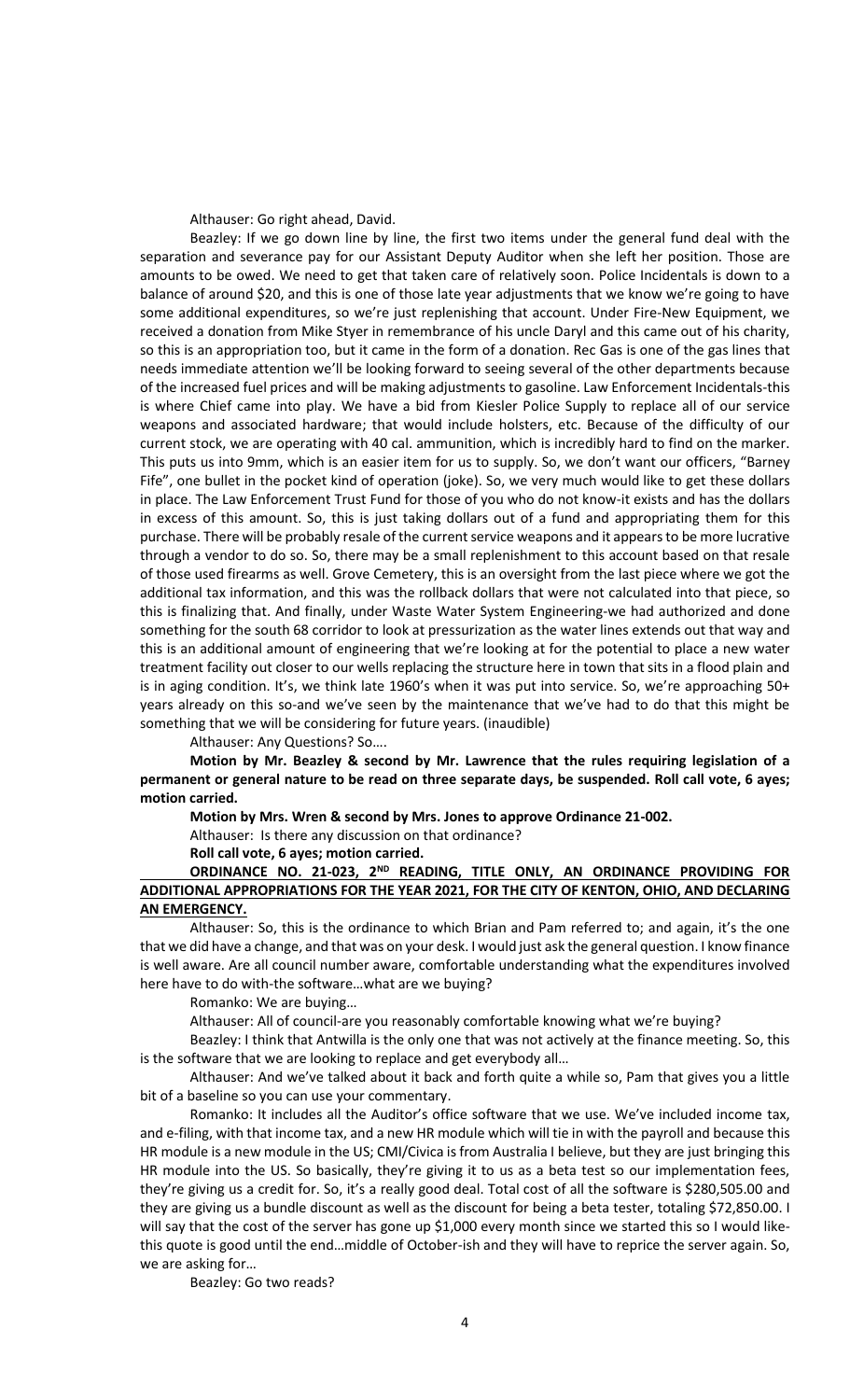Althauser: Go right ahead, David.

Beazley: If we go down line by line, the first two items under the general fund deal with the separation and severance pay for our Assistant Deputy Auditor when she left her position. Those are amounts to be owed. We need to get that taken care of relatively soon. Police Incidentals is down to a balance of around $20, and this is one of those late year adjustments that we know we're going to have some additional expenditures, so we're just replenishing that account. Under Fire-New Equipment, we received a donation from Mike Styer in remembrance of his uncle Daryl and this came out of his charity, so this is an appropriation too, but it came in the form of a donation. Rec Gas is one of the gas lines that needs immediate attention we'll be looking forward to seeing several of the other departments because of the increased fuel prices and will be making adjustments to gasoline. Law Enforcement Incidentals-this is where Chief came into play. We have a bid from Kiesler Police Supply to replace all of our service weapons and associated hardware; that would include holsters, etc. Because of the difficulty of our current stock, we are operating with 40 cal. ammunition, which is incredibly hard to find on the marker. This puts us into 9mm, which is an easier item for us to supply. So, we don't want our officers, "Barney Fife", one bullet in the pocket kind of operation (joke). So, we very much would like to get these dollars in place. The Law Enforcement Trust Fund for those of you who do not know-it exists and has the dollars in excess of this amount. So, this is just taking dollars out of a fund and appropriating them for this purchase. There will be probably resale of the current service weapons and it appears to be more lucrative through a vendor to do so. So, there may be a small replenishment to this account based on that resale of those used firearms as well. Grove Cemetery, this is an oversight from the last piece where we got the additional tax information, and this was the rollback dollars that were not calculated into that piece, so this is finalizing that. And finally, under Waste Water System Engineering-we had authorized and done something for the south 68 corridor to look at pressurization as the water lines extends out that way and this is an additional amount of engineering that we're looking at for the potential to place a new water treatment facility out closer to our wells replacing the structure here in town that sits in a flood plain and is in aging condition. It's, we think late 1960's when it was put into service. So, we're approaching 50+ years already on this so-and we've seen by the maintenance that we've had to do that this might be something that we will be considering for future years. (inaudible)

Althauser: Any Questions? So….

**Motion by Mr. Beazley & second by Mr. Lawrence that the rules requiring legislation of a permanent or general nature to be read on three separate days, be suspended. Roll call vote, 6 ayes; motion carried.**

**Motion by Mrs. Wren & second by Mrs. Jones to approve Ordinance 21-002.**

Althauser: Is there any discussion on that ordinance?

**Roll call vote, 6 ayes; motion carried.**

**ORDINANCE NO. 21-023, 2ND READING, TITLE ONLY, AN ORDINANCE PROVIDING FOR ADDITIONAL APPROPRIATIONS FOR THE YEAR 2021, FOR THE CITY OF KENTON, OHIO, AND DECLARING AN EMERGENCY.**

Althauser: So, this is the ordinance to which Brian and Pam referred to; and again, it's the one that we did have a change, and that was on your desk. I would just ask the general question. I know finance is well aware. Are all council number aware, comfortable understanding what the expenditures involved here have to do with-the software…what are we buying?

Romanko: We are buying…

Althauser: All of council-are you reasonably comfortable knowing what we're buying?

Beazley: I think that Antwilla is the only one that was not actively at the finance meeting. So, this is the software that we are looking to replace and get everybody all…

Althauser: And we've talked about it back and forth quite a while so, Pam that gives you a little bit of a baseline so you can use your commentary.

Romanko: It includes all the Auditor's office software that we use. We've included income tax, and e-filing, with that income tax, and a new HR module which will tie in with the payroll and because this HR module is a new module in the US; CMI/Civica is from Australia I believe, but they are just bringing this HR module into the US. So basically, they're giving it to us as a beta test so our implementation fees, they're giving us a credit for. So, it's a really good deal. Total cost of all the software is $280,505.00 and they are giving us a bundle discount as well as the discount for being a beta tester, totaling $72,850.00. I will say that the cost of the server has gone up $1,000 every month since we started this so I would like-this quote is good until the end…middle of October-ish and they will have to reprice the server again. So, we are asking for…

Beazley: Go two reads?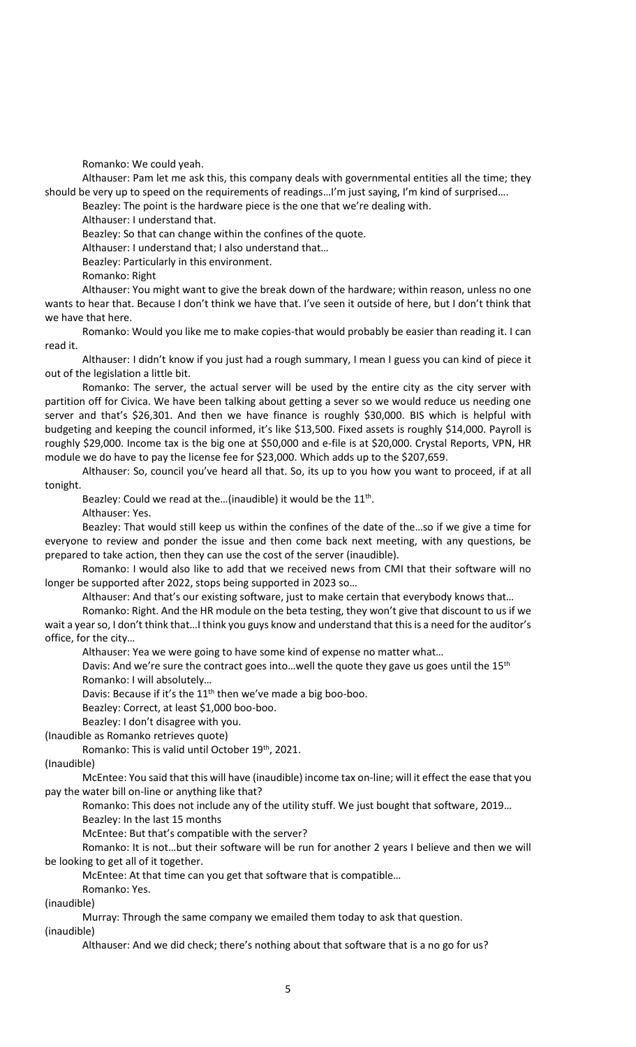Romanko: We could yeah.

Althauser: Pam let me ask this, this company deals with governmental entities all the time; they should be very up to speed on the requirements of readings…I'm just saying, I'm kind of surprised….

Beazley: The point is the hardware piece is the one that we're dealing with.

Althauser: I understand that.

Beazley: So that can change within the confines of the quote.

Althauser: I understand that; I also understand that…

Beazley: Particularly in this environment.

Romanko: Right

Althauser: You might want to give the break down of the hardware; within reason, unless no one wants to hear that. Because I don't think we have that. I've seen it outside of here, but I don't think that we have that here.

Romanko: Would you like me to make copies-that would probably be easier than reading it. I can read it.

Althauser: I didn't know if you just had a rough summary, I mean I guess you can kind of piece it out of the legislation a little bit.

Romanko: The server, the actual server will be used by the entire city as the city server with partition off for Civica. We have been talking about getting a sever so we would reduce us needing one server and that's $26,301. And then we have finance is roughly $30,000. BIS which is helpful with budgeting and keeping the council informed, it's like $13,500. Fixed assets is roughly $14,000. Payroll is roughly $29,000. Income tax is the big one at $50,000 and e-file is at $20,000. Crystal Reports, VPN, HR module we do have to pay the license fee for $23,000. Which adds up to the $207,659.

Althauser: So, council you've heard all that. So, its up to you how you want to proceed, if at all tonight.

Beazley: Could we read at the…(inaudible) it would be the 11th.

Althauser: Yes.

Beazley: That would still keep us within the confines of the date of the…so if we give a time for everyone to review and ponder the issue and then come back next meeting, with any questions, be prepared to take action, then they can use the cost of the server (inaudible).

Romanko: I would also like to add that we received news from CMI that their software will no longer be supported after 2022, stops being supported in 2023 so…

Althauser: And that's our existing software, just to make certain that everybody knows that…

Romanko: Right. And the HR module on the beta testing, they won't give that discount to us if we wait a year so, I don't think that…I think you guys know and understand that this is a need for the auditor's office, for the city…

Althauser: Yea we were going to have some kind of expense no matter what…

Davis: And we're sure the contract goes into…well the quote they gave us goes until the 15th

Romanko: I will absolutely…

Davis: Because if it's the 11th then we've made a big boo-boo.

Beazley: Correct, at least $1,000 boo-boo.

Beazley: I don't disagree with you.

(Inaudible as Romanko retrieves quote)

Romanko: This is valid until October 19th, 2021.

(Inaudible)

McEntee: You said that this will have (inaudible) income tax on-line; will it effect the ease that you pay the water bill on-line or anything like that?

Romanko: This does not include any of the utility stuff. We just bought that software, 2019…

Beazley: In the last 15 months

McEntee: But that's compatible with the server?

Romanko: It is not…but their software will be run for another 2 years I believe and then we will be looking to get all of it together.

McEntee: At that time can you get that software that is compatible…

Romanko: Yes.

(inaudible)

Murray: Through the same company we emailed them today to ask that question.

(inaudible)

Althauser: And we did check; there's nothing about that software that is a no go for us?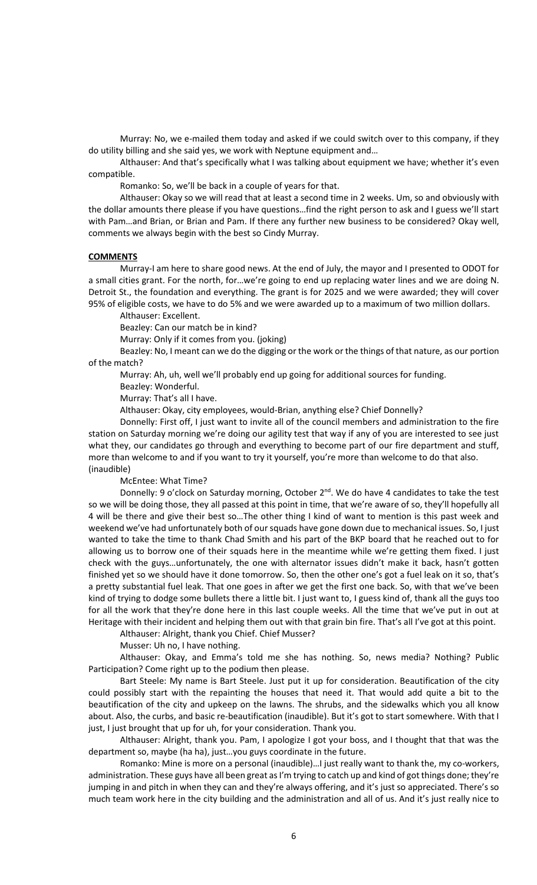Murray: No, we e-mailed them today and asked if we could switch over to this company, if they do utility billing and she said yes, we work with Neptune equipment and…

Althauser: And that's specifically what I was talking about equipment we have; whether it's even compatible.

Romanko: So, we'll be back in a couple of years for that.

Althauser: Okay so we will read that at least a second time in 2 weeks. Um, so and obviously with the dollar amounts there please if you have questions…find the right person to ask and I guess we'll start with Pam…and Brian, or Brian and Pam. If there any further new business to be considered? Okay well, comments we always begin with the best so Cindy Murray.

**COMMENTS**

Murray-I am here to share good news. At the end of July, the mayor and I presented to ODOT for a small cities grant. For the north, for…we're going to end up replacing water lines and we are doing N. Detroit St., the foundation and everything. The grant is for 2025 and we were awarded; they will cover 95% of eligible costs, we have to do 5% and we were awarded up to a maximum of two million dollars.

Althauser: Excellent.

Beazley: Can our match be in kind?

Murray: Only if it comes from you. (joking)

Beazley: No, I meant can we do the digging or the work or the things of that nature, as our portion of the match?

Murray: Ah, uh, well we'll probably end up going for additional sources for funding.

Beazley: Wonderful.

Murray: That's all I have.

Althauser: Okay, city employees, would-Brian, anything else? Chief Donnelly?

Donnelly: First off, I just want to invite all of the council members and administration to the fire station on Saturday morning we're doing our agility test that way if any of you are interested to see just what they, our candidates go through and everything to become part of our fire department and stuff, more than welcome to and if you want to try it yourself, you're more than welcome to do that also. (inaudible)

McEntee: What Time?

Donnelly: 9 o'clock on Saturday morning, October 2nd. We do have 4 candidates to take the test so we will be doing those, they all passed at this point in time, that we're aware of so, they'll hopefully all 4 will be there and give their best so…The other thing I kind of want to mention is this past week and weekend we've had unfortunately both of our squads have gone down due to mechanical issues. So, I just wanted to take the time to thank Chad Smith and his part of the BKP board that he reached out to for allowing us to borrow one of their squads here in the meantime while we're getting them fixed. I just check with the guys…unfortunately, the one with alternator issues didn't make it back, hasn't gotten finished yet so we should have it done tomorrow. So, then the other one's got a fuel leak on it so, that's a pretty substantial fuel leak. That one goes in after we get the first one back. So, with that we've been kind of trying to dodge some bullets there a little bit. I just want to, I guess kind of, thank all the guys too for all the work that they're done here in this last couple weeks. All the time that we've put in out at Heritage with their incident and helping them out with that grain bin fire. That's all I've got at this point.

Althauser: Alright, thank you Chief. Chief Musser?

Musser: Uh no, I have nothing.

Althauser: Okay, and Emma's told me she has nothing. So, news media? Nothing? Public Participation? Come right up to the podium then please.

Bart Steele: My name is Bart Steele. Just put it up for consideration. Beautification of the city could possibly start with the repainting the houses that need it. That would add quite a bit to the beautification of the city and upkeep on the lawns. The shrubs, and the sidewalks which you all know about. Also, the curbs, and basic re-beautification (inaudible). But it's got to start somewhere. With that I just, I just brought that up for uh, for your consideration. Thank you.

Althauser: Alright, thank you. Pam, I apologize I got your boss, and I thought that that was the department so, maybe (ha ha), just…you guys coordinate in the future.

Romanko: Mine is more on a personal (inaudible)…I just really want to thank the, my co-workers, administration. These guys have all been great as I'm trying to catch up and kind of got things done; they're jumping in and pitch in when they can and they're always offering, and it's just so appreciated. There's so much team work here in the city building and the administration and all of us. And it's just really nice to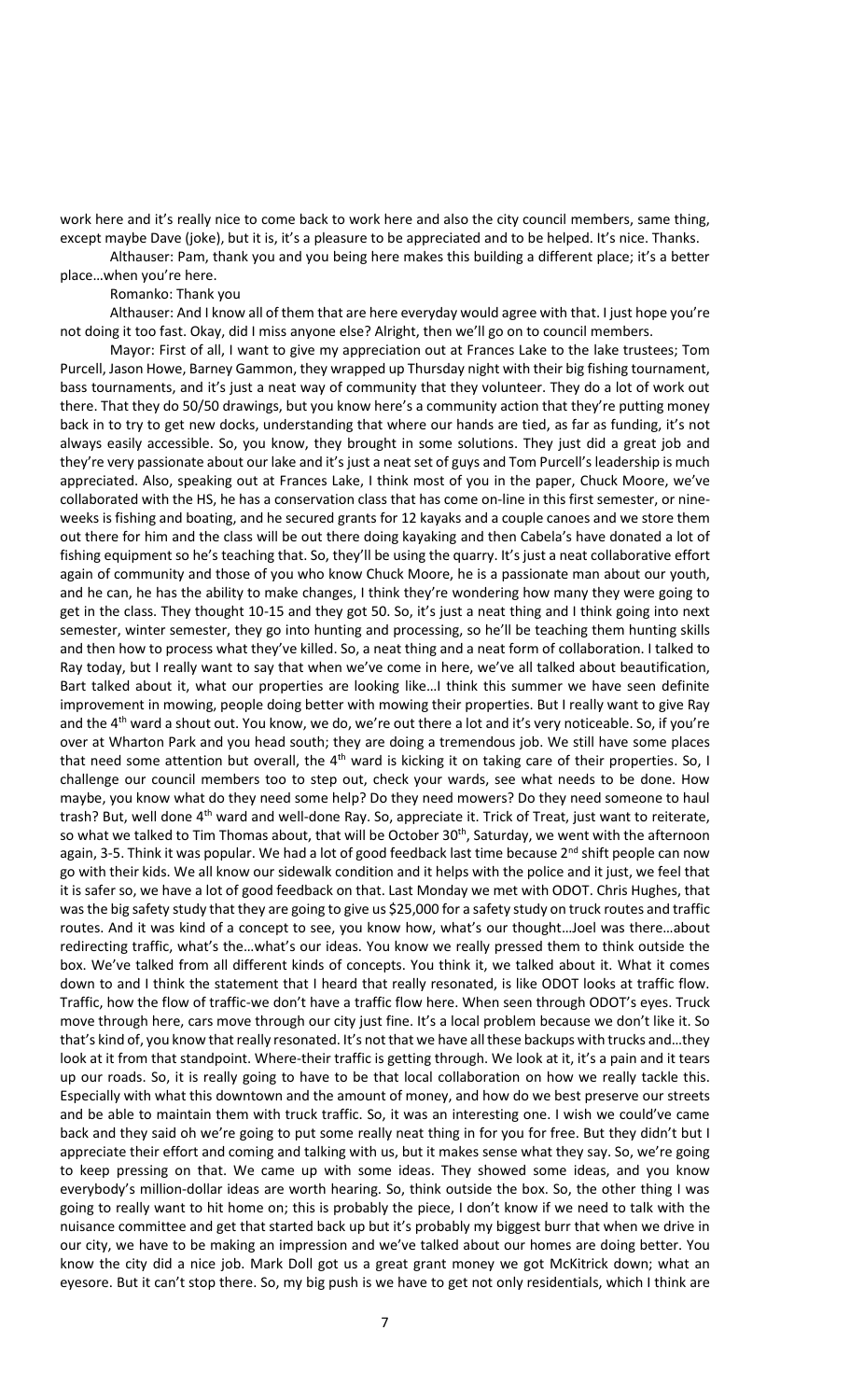work here and it's really nice to come back to work here and also the city council members, same thing, except maybe Dave (joke), but it is, it's a pleasure to be appreciated and to be helped. It's nice. Thanks.

Althauser: Pam, thank you and you being here makes this building a different place; it's a better place…when you're here.

Romanko: Thank you

Althauser: And I know all of them that are here everyday would agree with that. I just hope you're not doing it too fast. Okay, did I miss anyone else? Alright, then we'll go on to council members.

Mayor: First of all, I want to give my appreciation out at Frances Lake to the lake trustees; Tom Purcell, Jason Howe, Barney Gammon, they wrapped up Thursday night with their big fishing tournament, bass tournaments, and it's just a neat way of community that they volunteer. They do a lot of work out there. That they do 50/50 drawings, but you know here's a community action that they're putting money back in to try to get new docks, understanding that where our hands are tied, as far as funding, it's not always easily accessible. So, you know, they brought in some solutions. They just did a great job and they're very passionate about our lake and it's just a neat set of guys and Tom Purcell's leadership is much appreciated. Also, speaking out at Frances Lake, I think most of you in the paper, Chuck Moore, we've collaborated with the HS, he has a conservation class that has come on-line in this first semester, or nine-weeks is fishing and boating, and he secured grants for 12 kayaks and a couple canoes and we store them out there for him and the class will be out there doing kayaking and then Cabela's have donated a lot of fishing equipment so he's teaching that. So, they'll be using the quarry. It's just a neat collaborative effort again of community and those of you who know Chuck Moore, he is a passionate man about our youth, and he can, he has the ability to make changes, I think they're wondering how many they were going to get in the class. They thought 10-15 and they got 50. So, it's just a neat thing and I think going into next semester, winter semester, they go into hunting and processing, so he'll be teaching them hunting skills and then how to process what they've killed. So, a neat thing and a neat form of collaboration. I talked to Ray today, but I really want to say that when we've come in here, we've all talked about beautification, Bart talked about it, what our properties are looking like…I think this summer we have seen definite improvement in mowing, people doing better with mowing their properties. But I really want to give Ray and the 4th ward a shout out. You know, we do, we're out there a lot and it's very noticeable. So, if you're over at Wharton Park and you head south; they are doing a tremendous job. We still have some places that need some attention but overall, the 4th ward is kicking it on taking care of their properties. So, I challenge our council members too to step out, check your wards, see what needs to be done. How maybe, you know what do they need some help? Do they need mowers? Do they need someone to haul trash? But, well done 4th ward and well-done Ray. So, appreciate it. Trick of Treat, just want to reiterate, so what we talked to Tim Thomas about, that will be October 30th, Saturday, we went with the afternoon again, 3-5. Think it was popular. We had a lot of good feedback last time because 2nd shift people can now go with their kids. We all know our sidewalk condition and it helps with the police and it just, we feel that it is safer so, we have a lot of good feedback on that. Last Monday we met with ODOT. Chris Hughes, that was the big safety study that they are going to give us $25,000 for a safety study on truck routes and traffic routes. And it was kind of a concept to see, you know how, what's our thought…Joel was there…about redirecting traffic, what's the…what's our ideas. You know we really pressed them to think outside the box. We've talked from all different kinds of concepts. You think it, we talked about it. What it comes down to and I think the statement that I heard that really resonated, is like ODOT looks at traffic flow. Traffic, how the flow of traffic-we don't have a traffic flow here. When seen through ODOT's eyes. Truck move through here, cars move through our city just fine. It's a local problem because we don't like it. So that's kind of, you know that really resonated. It's not that we have all these backups with trucks and…they look at it from that standpoint. Where-their traffic is getting through. We look at it, it's a pain and it tears up our roads. So, it is really going to have to be that local collaboration on how we really tackle this. Especially with what this downtown and the amount of money, and how do we best preserve our streets and be able to maintain them with truck traffic. So, it was an interesting one. I wish we could've came back and they said oh we're going to put some really neat thing in for you for free. But they didn't but I appreciate their effort and coming and talking with us, but it makes sense what they say. So, we're going to keep pressing on that. We came up with some ideas. They showed some ideas, and you know everybody's million-dollar ideas are worth hearing. So, think outside the box. So, the other thing I was going to really want to hit home on; this is probably the piece, I don't know if we need to talk with the nuisance committee and that started back but it's probably my biggest burr that when we drive in our city, we have to be making an impression and we've talked about our homes are doing better. You know the city did a nice job. Mark Doll got us a great grant money we got McKitrick down; what an eyesore. But it can't stop there. So, my big push is we have to get not only residentials, which I think are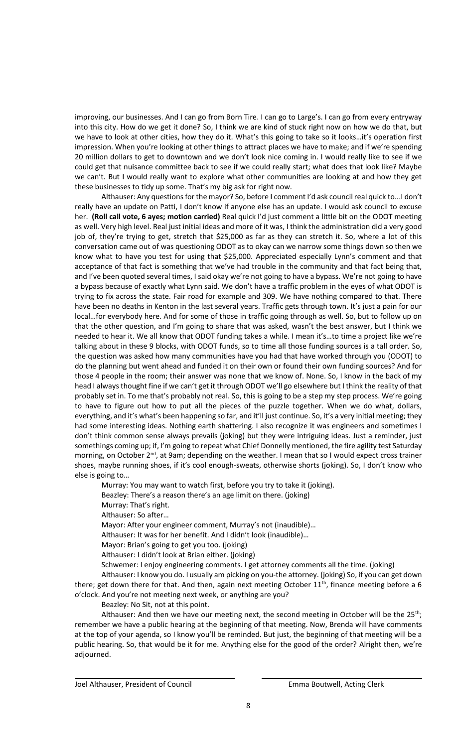improving, our businesses. And I can go from Born Tire. I can go to Large's. I can go from every entryway into this city. How do we get it done? So, I think we are kind of stuck right now on how we do that, but we have to look at other cities, how they do it. What's this going to take so it looks…it's operation first impression. When you're looking at other things to attract places we have to make; and if we're spending 20 million dollars to get to downtown and we don't look nice coming in. I would really like to see if we could get that nuisance committee back to see if we could really start; what does that look like? Maybe we can't. But I would really want to explore what other communities are looking at and how they get these businesses to tidy up some. That's my big ask for right now.

Althauser: Any questions for the mayor? So, before I comment I'd ask council real quick to...I don't really have an update on Patti, I don't know if anyone else has an update. I would ask council to excuse her. **(Roll call vote, 6 ayes; motion carried)** Real quick I'd just comment a little bit on the ODOT meeting as well. Very high level. Real just initial ideas and more of it was, I think the administration did a very good job of, they're trying to get, stretch that $25,000 as far as they can stretch it. So, where a lot of this conversation came out of was questioning ODOT as to okay can we narrow some things down so then we know what to have you test for using that $25,000. Appreciated especially Lynn's comment and that acceptance of that fact is something that we've had trouble in the community and that fact being that, and I've been quoted several times, I said okay we're not going to have a bypass. We're not going to have a bypass because of exactly what Lynn said. We don't have a traffic problem in the eyes of what ODOT is trying to fix across the state. Fair road for example and 309. We have nothing compared to that. There have been no deaths in Kenton in the last several years. Traffic gets through town. It's just a pain for our local…for everybody here. And for some of those in traffic going through as well. So, but to follow up on that the other question, and I'm going to share that was asked, wasn't the best answer, but I think we needed to hear it. We all know that ODOT funding takes a while. I mean it's…to time a project like we're talking about in these 9 blocks, with ODOT funds, so to time all those funding sources is a tall order. So, the question was asked how many communities have you had that have worked through you (ODOT) to do the planning but went ahead and funded it on their own or found their own funding sources? And for those 4 people in the room; their answer was none that we know of. None. So, I know in the back of my head I always thought fine if we can't get it through ODOT we'll go elsewhere but I think the reality of that probably set in. To me that's probably not real. So, this is going to be a step my step process. We're going to have to figure out how to put all the pieces of the puzzle together. When we do what, dollars, everything, and it's what's been happening so far, and it'll just continue. So, it's a very initial meeting; they had some interesting ideas. Nothing earth shattering. I also recognize it was engineers and sometimes I don't think common sense always prevails (joking) but they were intriguing ideas. Just a reminder, just somethings coming up; if, I'm going to repeat what Chief Donnelly mentioned, the fire agility test Saturday morning, on October 2nd, at 9am; depending on the weather. I mean that so I would expect cross trainer shoes, maybe running shoes, if it's cool enough-sweats, otherwise shorts (joking). So, I don't know who else is going to…

Murray: You may want to watch first, before you try to take it (joking).

Beazley: There's a reason there's an age limit on there. (joking)

Murray: That's right.

Althauser: So after…

Mayor: After your engineer comment, Murray's not (inaudible)…

Althauser: It was for her benefit. And I didn't look (inaudible)…

Mayor: Brian's going to get you too. (joking)

Althauser: I didn't look at Brian either. (joking)

Schwemer: I enjoy engineering comments. I get attorney comments all the time. (joking)

Althauser: I know you do. I usually am picking on you-the attorney. (joking) So, if you can get down there; get down there for that. And then, again next meeting October 11th, finance meeting before a 6 o'clock. And you're not meeting next week, or anything are you?

Beazley: No Sit, not at this point.

Althauser: And then we have our meeting next, the second meeting in October will be the 25th; remember we have a public hearing at the beginning of that meeting. Now, Brenda will have comments at the top of your agenda, so I know you'll be reminded. But just, the beginning of that meeting will be a public hearing. So, that would be it for me. Anything else for the good of the order? Alright then, we're adjourned.

Joel Althauser, President of Council

Emma Boutwell, Acting Clerk